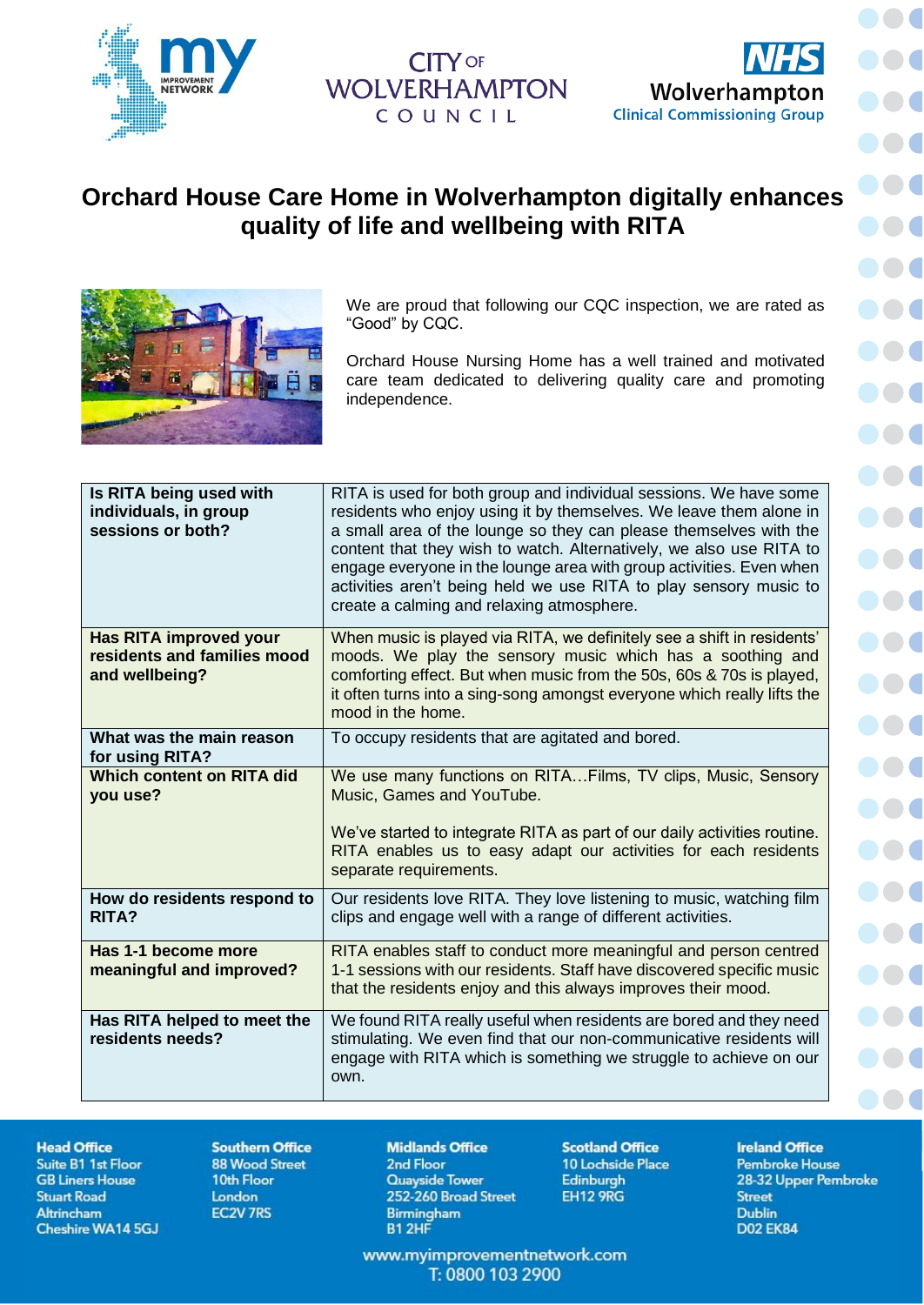# Orchard House Care Home in Wolverhampton digitally enhances quality of life and wellbeing with RITA

We are proud that following our CQC inspection, we are rated as "Good" by CQC.

Orchard House Nursing Home has a well trained and motivated care team dedicated to delivering quality care and promoting independence.

| Question | Response |
|---|---|
| **Is RITA being used with individuals, in group sessions or both?** | RITA is used for both group and individual sessions. We have some residents who enjoy using it by themselves. We leave them alone in a small area of the lounge so they can please themselves with the content that they wish to watch. Alternatively, we also use RITA to engage everyone in the lounge area with group activities. Even when activities aren't being held we use RITA to play sensory music to create a calming and relaxing atmosphere. |
| **Has RITA improved your residents and families mood and wellbeing?** | When music is played via RITA, we definitely see a shift in residents' moods. We play the sensory music which has a soothing and comforting effect. But when music from the 50s, 60s & 70s is played, it often turns into a sing-song amongst everyone which really lifts the mood in the home. |
| **What was the main reason for using RITA?** | To occupy residents that are agitated and bored. |
| **Which content on RITA did you use?** | We use many functions on RITA…Films, TV clips, Music, Sensory Music, Games and YouTube.<br><br>We've started to integrate RITA as part of our daily activities routine. RITA enables us to easy adapt our activities for each residents separate requirements. |
| **How do residents respond to RITA?** | Our residents love RITA. They love listening to music, watching film clips and engage well with a range of different activities. |
| **Has 1-1 become more meaningful and improved?** | RITA enables staff to conduct more meaningful and person centred 1-1 sessions with our residents. Staff have discovered specific music that the residents enjoy and this always improves their mood. |
| **Has RITA helped to meet the residents needs?** | We found RITA really useful when residents are bored and they need stimulating. We even find that our non-communicative residents will engage with RITA which is something we struggle to achieve on our own. |

**Head Office**
Suite B1 1st Floor
GB Liners House
Stuart Road
Altrincham
Cheshire WA14 5GJ

**Southern Office**
88 Wood Street
10th Floor
London
EC2V 7RS

**Midlands Office**
2nd Floor
Quayside Tower
252-260 Broad Street
Birmingham
B1 2HF

**Scotland Office**
10 Lochside Place
Edinburgh
EH12 9RG

**Ireland Office**
Pembroke House
28-32 Upper Pembroke Street
Dublin
D02 EK84

www.myimprovementnetwork.com
T: 0800 103 2900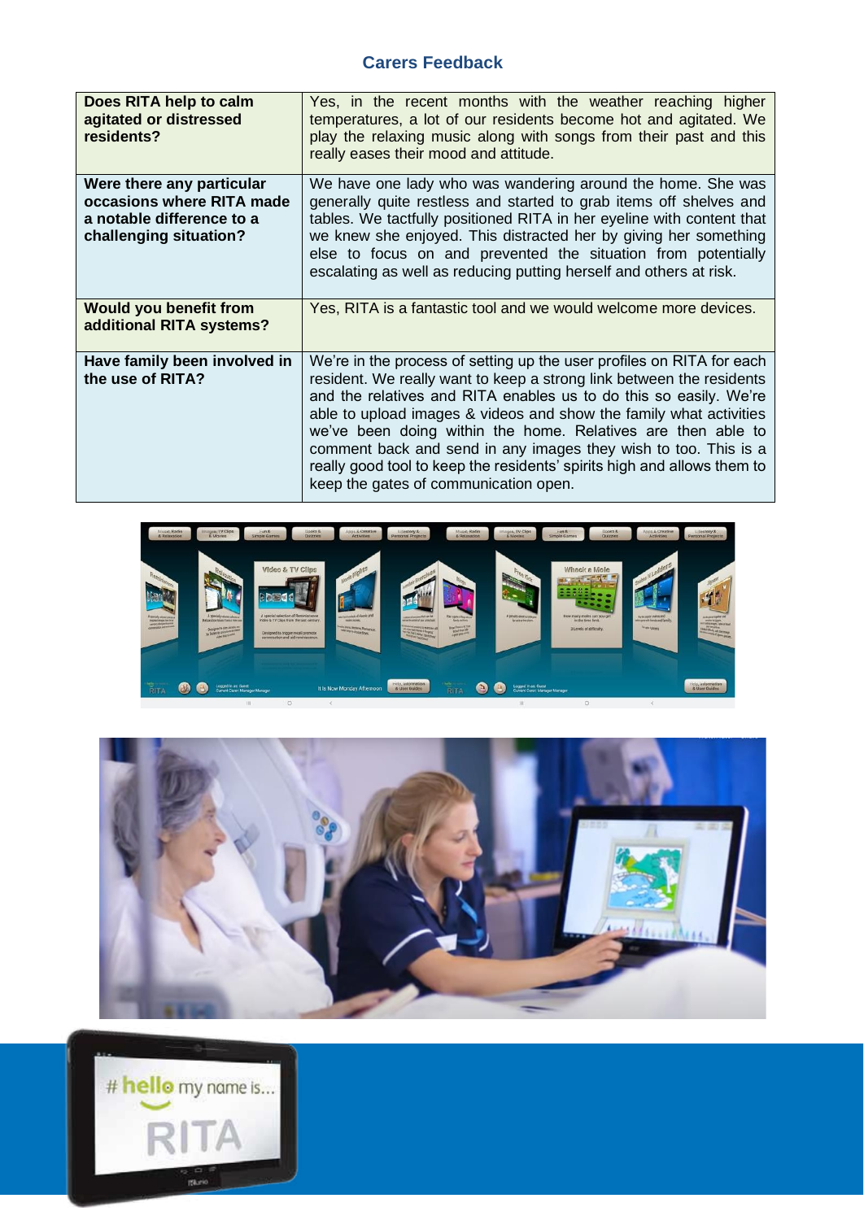## Carers Feedback

| | |
|---|---|
| **Does RITA help to calm agitated or distressed residents?** | Yes, in the recent months with the weather reaching higher temperatures, a lot of our residents become hot and agitated. We play the relaxing music along with songs from their past and this really eases their mood and attitude. |
| **Were there any particular occasions where RITA made a notable difference to a challenging situation?** | We have one lady who was wandering around the home. She was generally quite restless and started to grab items off shelves and tables. We tactfully positioned RITA in her eyeline with content that we knew she enjoyed. This distracted her by giving her something else to focus on and prevented the situation from potentially escalating as well as reducing putting herself and others at risk. |
| **Would you benefit from additional RITA systems?** | Yes, RITA is a fantastic tool and we would welcome more devices. |
| **Have family been involved in the use of RITA?** | We're in the process of setting up the user profiles on RITA for each resident. We really want to keep a strong link between the residents and the relatives and RITA enables us to do this so easily. We're able to upload images & videos and show the family what activities we've been doing within the home. Relatives are then able to comment back and send in any images they wish to too. This is a really good tool to keep the residents' spirits high and allows them to keep the gates of communication open. |